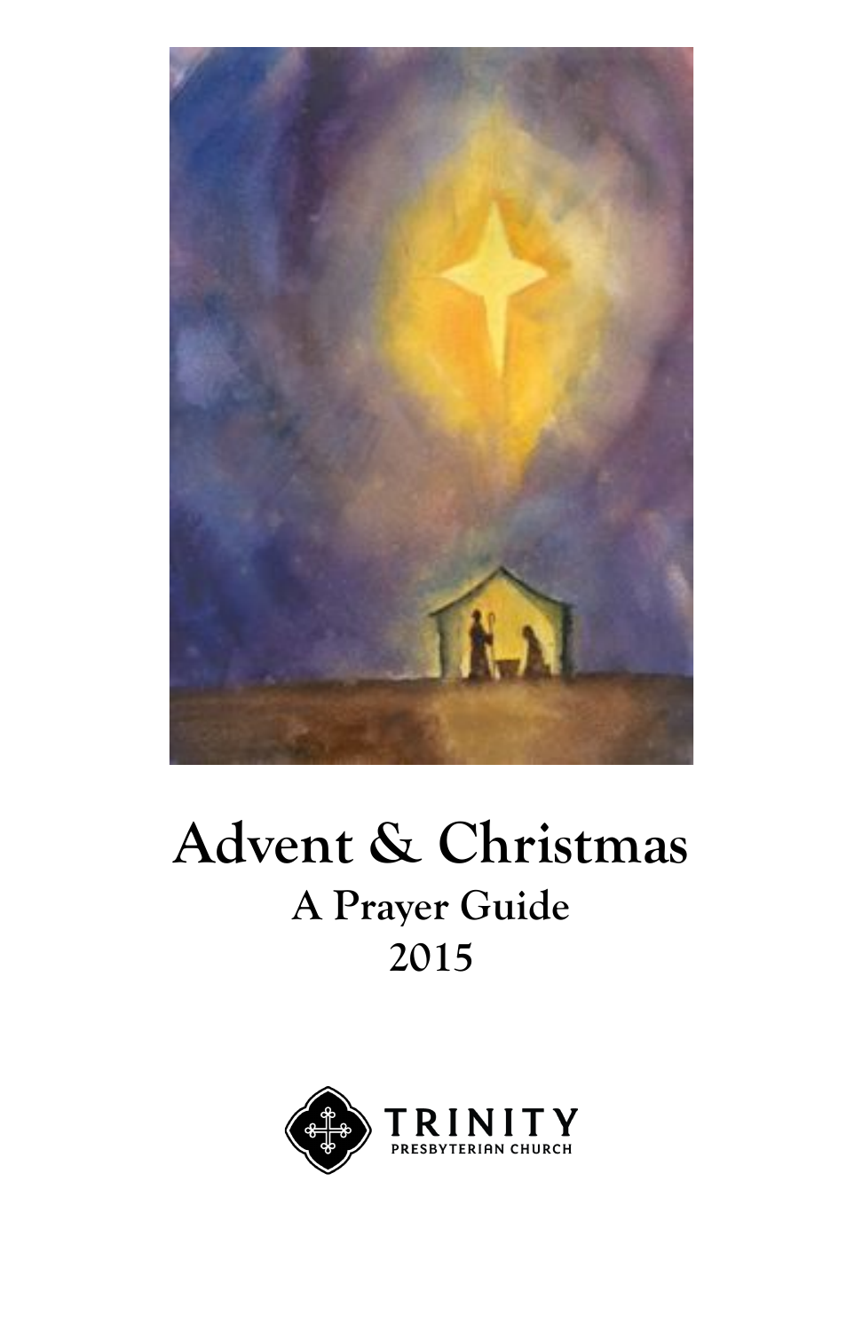# Advent & Christmas

## A Prayer Guide

## 2015

TRINITY
PRESBYTERIAN CHURCH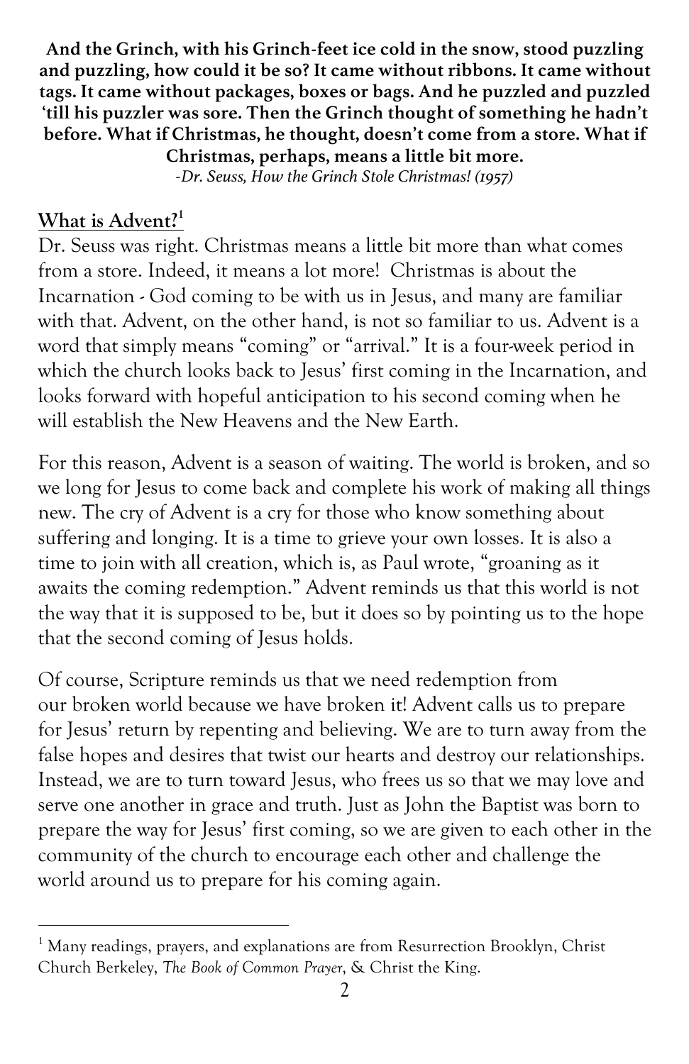**And the Grinch, with his Grinch-feet ice cold in the snow, stood puzzling and puzzling, how could it be so? It came without ribbons. It came without tags. It came without packages, boxes or bags. And he puzzled and puzzled 'till his puzzler was sore. Then the Grinch thought of something he hadn't before. What if Christmas, he thought, doesn't come from a store. What if Christmas, perhaps, means a little bit more.**

*-Dr. Seuss, How the Grinch Stole Christmas! (1957)*

## What is Advent?[1]

Dr. Seuss was right. Christmas means a little bit more than what comes from a store. Indeed, it means a lot more! Christmas is about the Incarnation - God coming to be with us in Jesus, and many are familiar with that. Advent, on the other hand, is not so familiar to us. Advent is a word that simply means "coming" or "arrival." It is a four-week period in which the church looks back to Jesus' first coming in the Incarnation, and looks forward with hopeful anticipation to his second coming when he will establish the New Heavens and the New Earth.

For this reason, Advent is a season of waiting. The world is broken, and so we long for Jesus to come back and complete his work of making all things new. The cry of Advent is a cry for those who know something about suffering and longing. It is a time to grieve your own losses. It is also a time to join with all creation, which is, as Paul wrote, "groaning as it awaits the coming redemption." Advent reminds us that this world is not the way that it is supposed to be, but it does so by pointing us to the hope that the second coming of Jesus holds.

Of course, Scripture reminds us that we need redemption from our broken world because we have broken it! Advent calls us to prepare for Jesus' return by repenting and believing. We are to turn away from the false hopes and desires that twist our hearts and destroy our relationships. Instead, we are to turn toward Jesus, who frees us so that we may love and serve one another in grace and truth. Just as John the Baptist was born to prepare the way for Jesus' first coming, so we are given to each other in the community of the church to encourage each other and challenge the world around us to prepare for his coming again.

[1] Many readings, prayers, and explanations are from Resurrection Brooklyn, Christ Church Berkeley, *The Book of Common Prayer*, & Christ the King.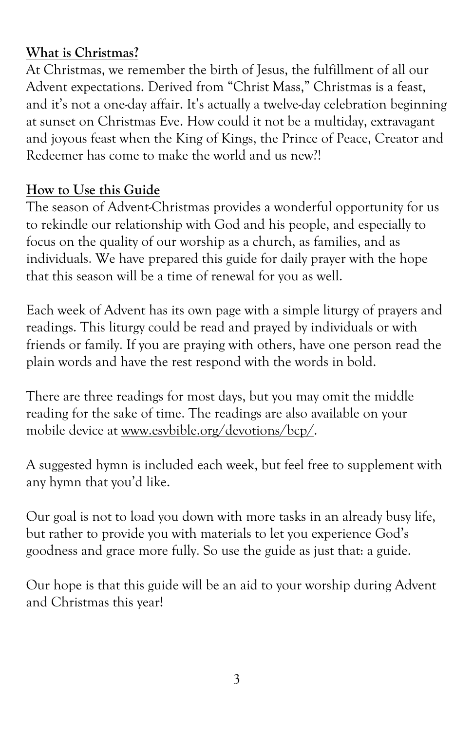**What is Christmas?**

At Christmas, we remember the birth of Jesus, the fulfillment of all our Advent expectations. Derived from "Christ Mass," Christmas is a feast, and it's not a one-day affair. It's actually a twelve-day celebration beginning at sunset on Christmas Eve. How could it not be a multiday, extravagant and joyous feast when the King of Kings, the Prince of Peace, Creator and Redeemer has come to make the world and us new?!

**How to Use this Guide**

The season of Advent-Christmas provides a wonderful opportunity for us to rekindle our relationship with God and his people, and especially to focus on the quality of our worship as a church, as families, and as individuals. We have prepared this guide for daily prayer with the hope that this season will be a time of renewal for you as well.

Each week of Advent has its own page with a simple liturgy of prayers and readings. This liturgy could be read and prayed by individuals or with friends or family. If you are praying with others, have one person read the plain words and have the rest respond with the words in bold.

There are three readings for most days, but you may omit the middle reading for the sake of time. The readings are also available on your mobile device at www.esvbible.org/devotions/bcp/.

A suggested hymn is included each week, but feel free to supplement with any hymn that you'd like.

Our goal is not to load you down with more tasks in an already busy life, but rather to provide you with materials to let you experience God's goodness and grace more fully. So use the guide as just that: a guide.

Our hope is that this guide will be an aid to your worship during Advent and Christmas this year!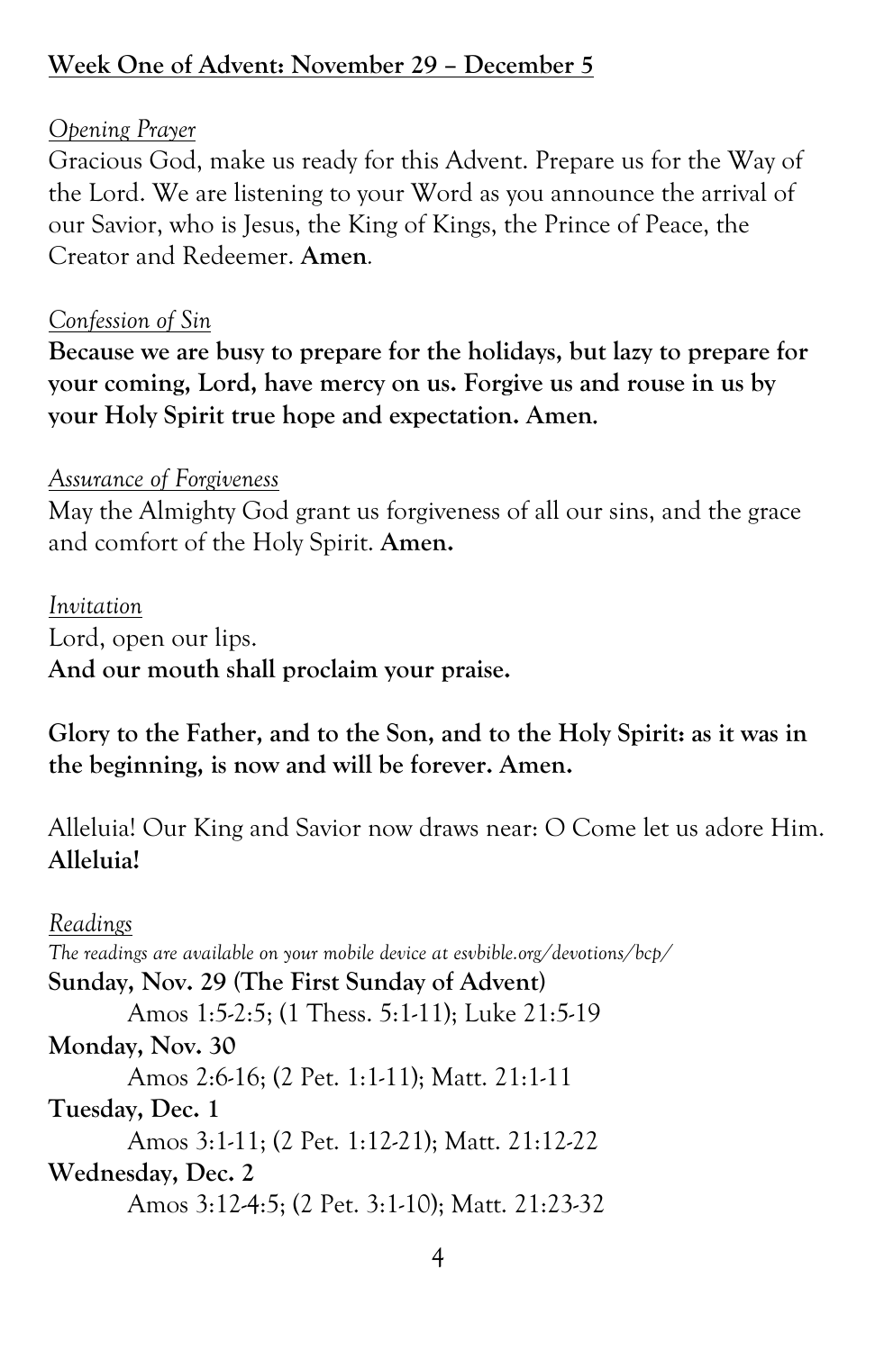## Week One of Advent: November 29 – December 5

*Opening Prayer*

Gracious God, make us ready for this Advent. Prepare us for the Way of the Lord. We are listening to your Word as you announce the arrival of our Savior, who is Jesus, the King of Kings, the Prince of Peace, the Creator and Redeemer. **Amen**.

*Confession of Sin*

**Because we are busy to prepare for the holidays, but lazy to prepare for your coming, Lord, have mercy on us. Forgive us and rouse in us by your Holy Spirit true hope and expectation. Amen.**

*Assurance of Forgiveness*

May the Almighty God grant us forgiveness of all our sins, and the grace and comfort of the Holy Spirit. **Amen.**

*Invitation*

Lord, open our lips.
**And our mouth shall proclaim your praise.**

**Glory to the Father, and to the Son, and to the Holy Spirit: as it was in the beginning, is now and will be forever. Amen.**

Alleluia! Our King and Savior now draws near: O Come let us adore Him. **Alleluia!**

*Readings*

*The readings are available on your mobile device at esvbible.org/devotions/bcp/*

**Sunday, Nov. 29 (The First Sunday of Advent)**
Amos 1:5-2:5; (1 Thess. 5:1-11); Luke 21:5-19

**Monday, Nov. 30**
Amos 2:6-16; (2 Pet. 1:1-11); Matt. 21:1-11

**Tuesday, Dec. 1**
Amos 3:1-11; (2 Pet. 1:12-21); Matt. 21:12-22

**Wednesday, Dec. 2**
Amos 3:12-4:5; (2 Pet. 3:1-10); Matt. 21:23-32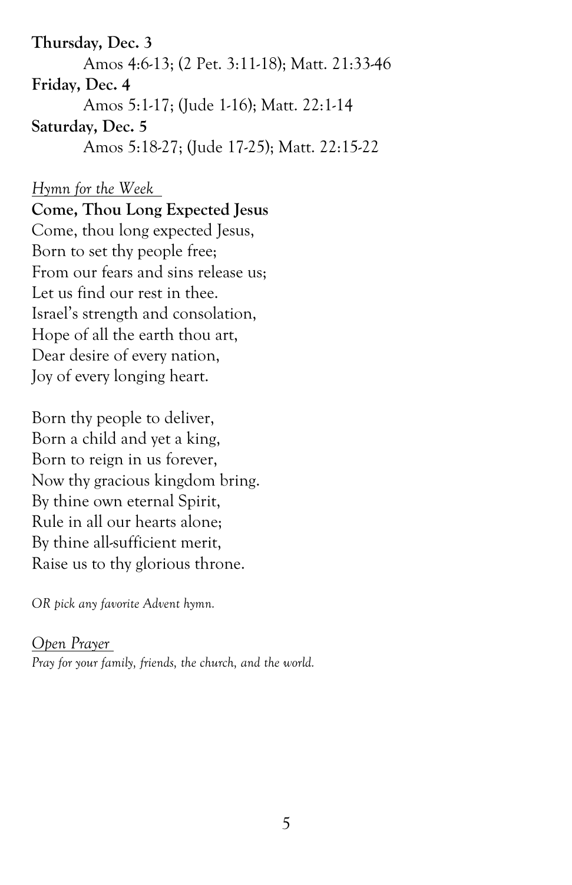**Thursday, Dec. 3**

Amos 4:6-13; (2 Pet. 3:11-18); Matt. 21:33-46

**Friday, Dec. 4**

Amos 5:1-17; (Jude 1-16); Matt. 22:1-14

**Saturday, Dec. 5**

Amos 5:18-27; (Jude 17-25); Matt. 22:15-22

*Hymn for the Week*

**Come, Thou Long Expected Jesus**

Come, thou long expected Jesus,
Born to set thy people free;
From our fears and sins release us;
Let us find our rest in thee.
Israel's strength and consolation,
Hope of all the earth thou art,
Dear desire of every nation,
Joy of every longing heart.

Born thy people to deliver,
Born a child and yet a king,
Born to reign in us forever,
Now thy gracious kingdom bring.
By thine own eternal Spirit,
Rule in all our hearts alone;
By thine all-sufficient merit,
Raise us to thy glorious throne.

*OR pick any favorite Advent hymn.*

*Open Prayer*

*Pray for your family, friends, the church, and the world.*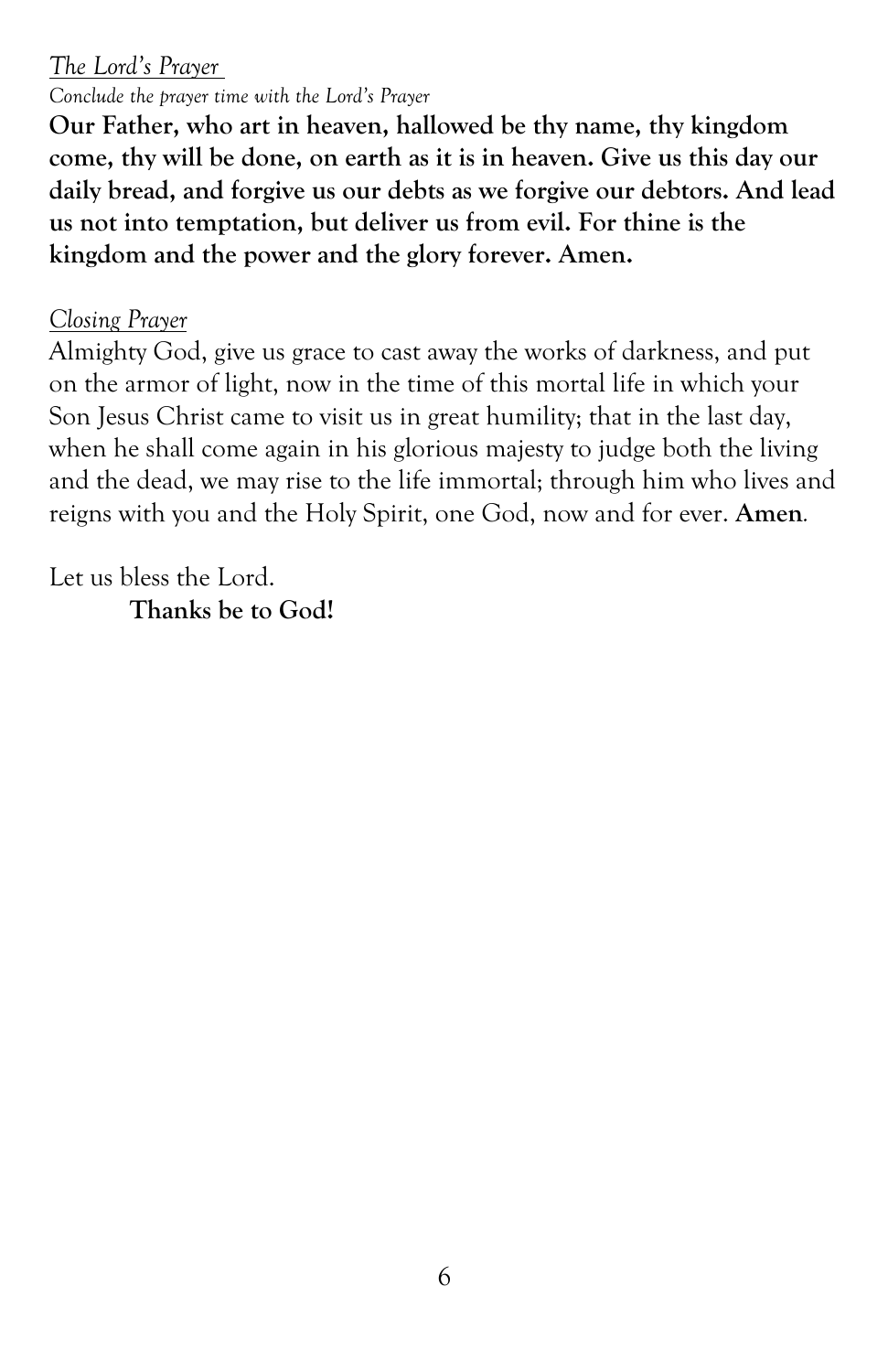*The Lord's Prayer*

*Conclude the prayer time with the Lord's Prayer*

**Our Father, who art in heaven, hallowed be thy name, thy kingdom come, thy will be done, on earth as it is in heaven. Give us this day our daily bread, and forgive us our debts as we forgive our debtors. And lead us not into temptation, but deliver us from evil. For thine is the kingdom and the power and the glory forever. Amen.**

*Closing Prayer*

Almighty God, give us grace to cast away the works of darkness, and put on the armor of light, now in the time of this mortal life in which your Son Jesus Christ came to visit us in great humility; that in the last day, when he shall come again in his glorious majesty to judge both the living and the dead, we may rise to the life immortal; through him who lives and reigns with you and the Holy Spirit, one God, now and for ever. **Amen**.

Let us bless the Lord.

**Thanks be to God!**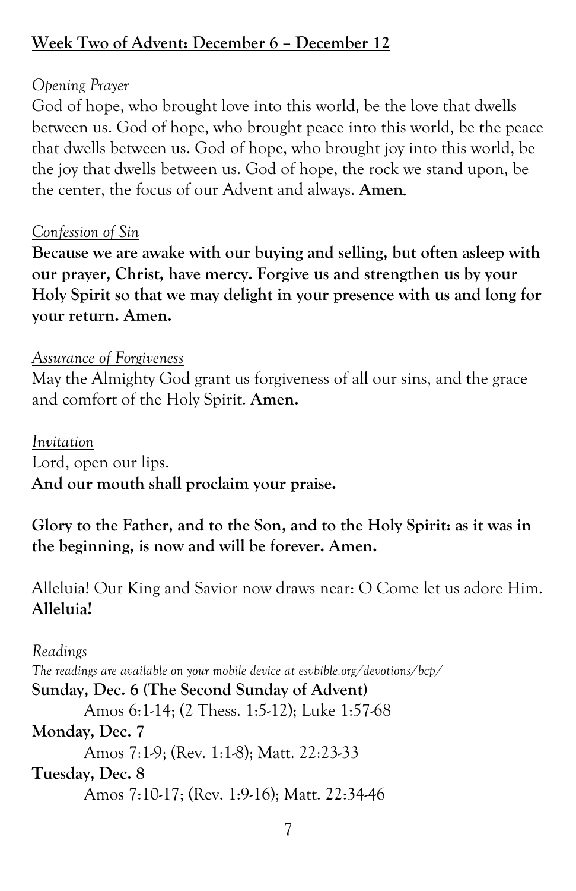## Week Two of Advent: December 6 – December 12

*Opening Prayer*

God of hope, who brought love into this world, be the love that dwells between us. God of hope, who brought peace into this world, be the peace that dwells between us. God of hope, who brought joy into this world, be the joy that dwells between us. God of hope, the rock we stand upon, be the center, the focus of our Advent and always. **Amen.**

*Confession of Sin*

**Because we are awake with our buying and selling, but often asleep with our prayer, Christ, have mercy. Forgive us and strengthen us by your Holy Spirit so that we may delight in your presence with us and long for your return. Amen.**

*Assurance of Forgiveness*

May the Almighty God grant us forgiveness of all our sins, and the grace and comfort of the Holy Spirit. **Amen.**

*Invitation*

Lord, open our lips.
**And our mouth shall proclaim your praise.**

**Glory to the Father, and to the Son, and to the Holy Spirit: as it was in the beginning, is now and will be forever. Amen.**

Alleluia! Our King and Savior now draws near: O Come let us adore Him. **Alleluia!**

*Readings*

*The readings are available on your mobile device at esvbible.org/devotions/bcp/*

**Sunday, Dec. 6 (The Second Sunday of Advent)**
Amos 6:1-14; (2 Thess. 1:5-12); Luke 1:57-68

**Monday, Dec. 7**
Amos 7:1-9; (Rev. 1:1-8); Matt. 22:23-33

**Tuesday, Dec. 8**
Amos 7:10-17; (Rev. 1:9-16); Matt. 22:34-46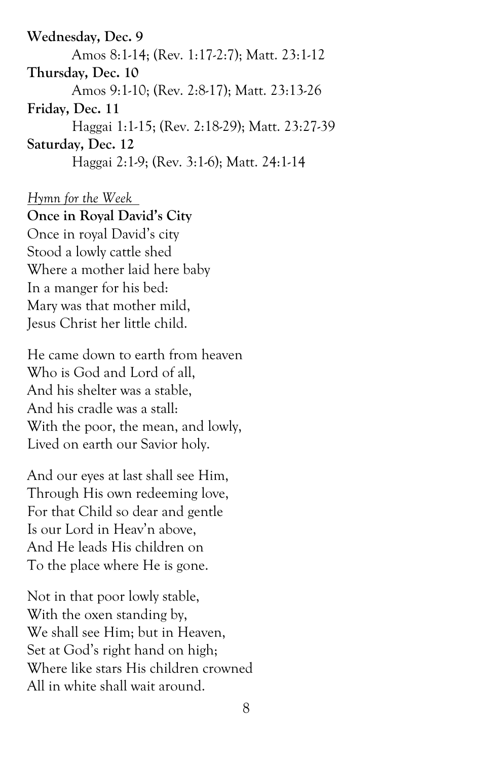**Wednesday, Dec. 9**

Amos 8:1-14; (Rev. 1:17-2:7); Matt. 23:1-12

**Thursday, Dec. 10**

Amos 9:1-10; (Rev. 2:8-17); Matt. 23:13-26

**Friday, Dec. 11**

Haggai 1:1-15; (Rev. 2:18-29); Matt. 23:27-39

**Saturday, Dec. 12**

Haggai 2:1-9; (Rev. 3:1-6); Matt. 24:1-14

*Hymn for the Week*

**Once in Royal David's City**

Once in royal David's city  
Stood a lowly cattle shed  
Where a mother laid here baby  
In a manger for his bed:  
Mary was that mother mild,  
Jesus Christ her little child.

He came down to earth from heaven  
Who is God and Lord of all,  
And his shelter was a stable,  
And his cradle was a stall:  
With the poor, the mean, and lowly,  
Lived on earth our Savior holy.

And our eyes at last shall see Him,  
Through His own redeeming love,  
For that Child so dear and gentle  
Is our Lord in Heav'n above,  
And He leads His children on  
To the place where He is gone.

Not in that poor lowly stable,  
With the oxen standing by,  
We shall see Him; but in Heaven,  
Set at God's right hand on high;  
Where like stars His children crowned  
All in white shall wait around.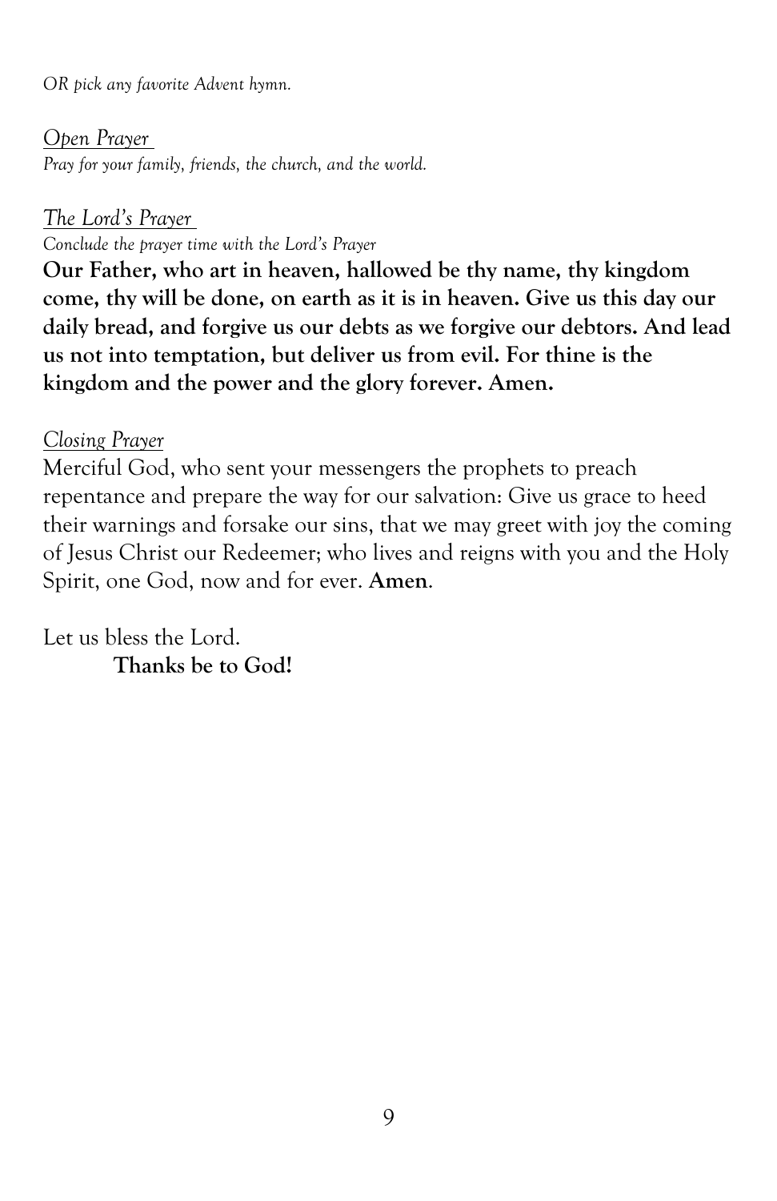*OR pick any favorite Advent hymn.*

*Open Prayer*
*Pray for your family, friends, the church, and the world.*

*The Lord's Prayer*
*Conclude the prayer time with the Lord's Prayer*
**Our Father, who art in heaven, hallowed be thy name, thy kingdom come, thy will be done, on earth as it is in heaven. Give us this day our daily bread, and forgive us our debts as we forgive our debtors. And lead us not into temptation, but deliver us from evil. For thine is the kingdom and the power and the glory forever. Amen.**

*Closing Prayer*
Merciful God, who sent your messengers the prophets to preach repentance and prepare the way for our salvation: Give us grace to heed their warnings and forsake our sins, that we may greet with joy the coming of Jesus Christ our Redeemer; who lives and reigns with you and the Holy Spirit, one God, now and for ever. **Amen**.

Let us bless the Lord.
**Thanks be to God!**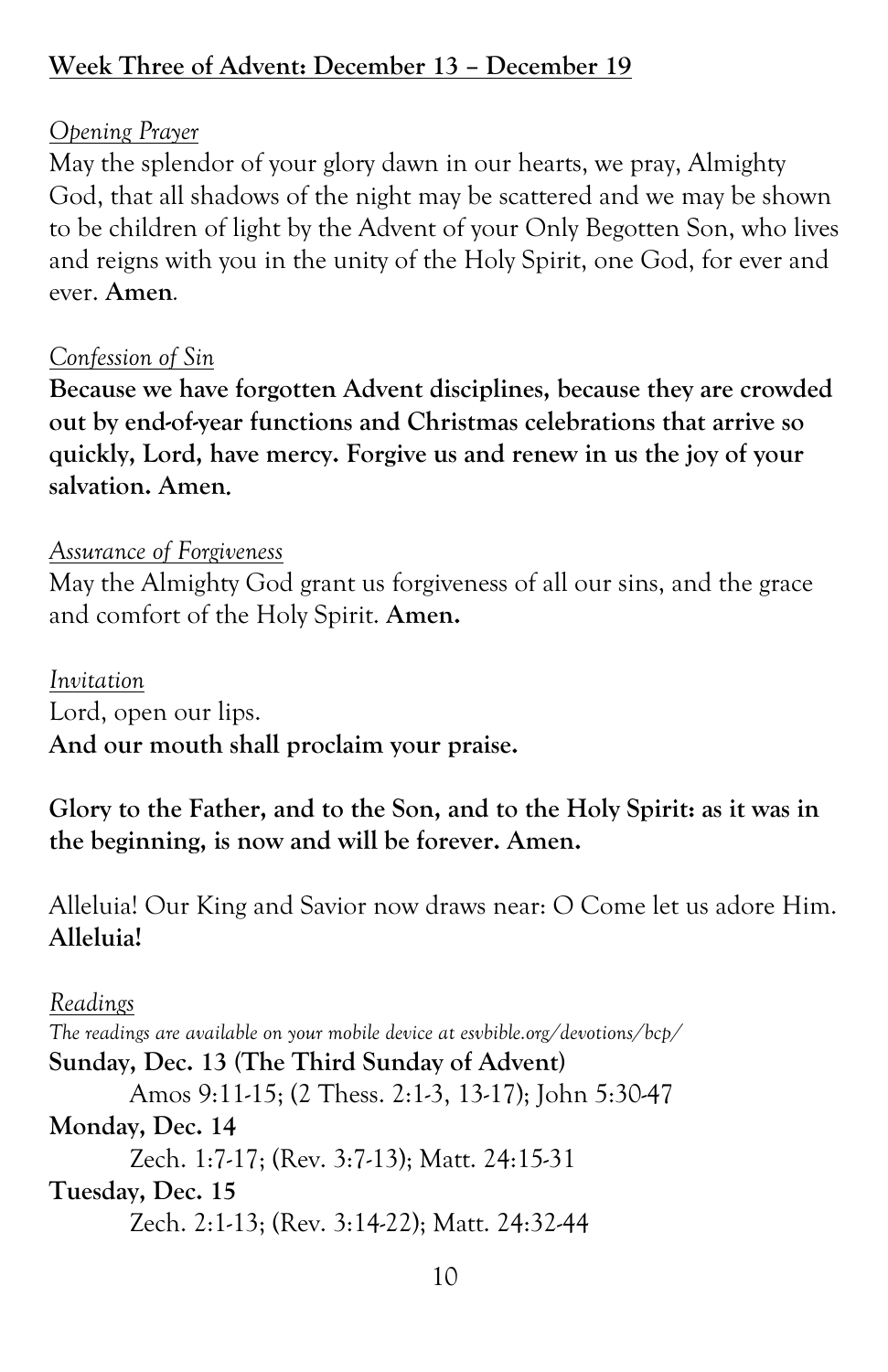## Week Three of Advent: December 13 – December 19

*Opening Prayer*

May the splendor of your glory dawn in our hearts, we pray, Almighty God, that all shadows of the night may be scattered and we may be shown to be children of light by the Advent of your Only Begotten Son, who lives and reigns with you in the unity of the Holy Spirit, one God, for ever and ever. **Amen**.

*Confession of Sin*

**Because we have forgotten Advent disciplines, because they are crowded out by end-of-year functions and Christmas celebrations that arrive so quickly, Lord, have mercy. Forgive us and renew in us the joy of your salvation. Amen.**

*Assurance of Forgiveness*

May the Almighty God grant us forgiveness of all our sins, and the grace and comfort of the Holy Spirit. **Amen.**

*Invitation*

Lord, open our lips.
**And our mouth shall proclaim your praise.**

**Glory to the Father, and to the Son, and to the Holy Spirit: as it was in the beginning, is now and will be forever. Amen.**

Alleluia! Our King and Savior now draws near: O Come let us adore Him. **Alleluia!**

*Readings*

*The readings are available on your mobile device at esvbible.org/devotions/bcp/*

**Sunday, Dec. 13 (The Third Sunday of Advent)**
Amos 9:11-15; (2 Thess. 2:1-3, 13-17); John 5:30-47

**Monday, Dec. 14**
Zech. 1:7-17; (Rev. 3:7-13); Matt. 24:15-31

**Tuesday, Dec. 15**
Zech. 2:1-13; (Rev. 3:14-22); Matt. 24:32-44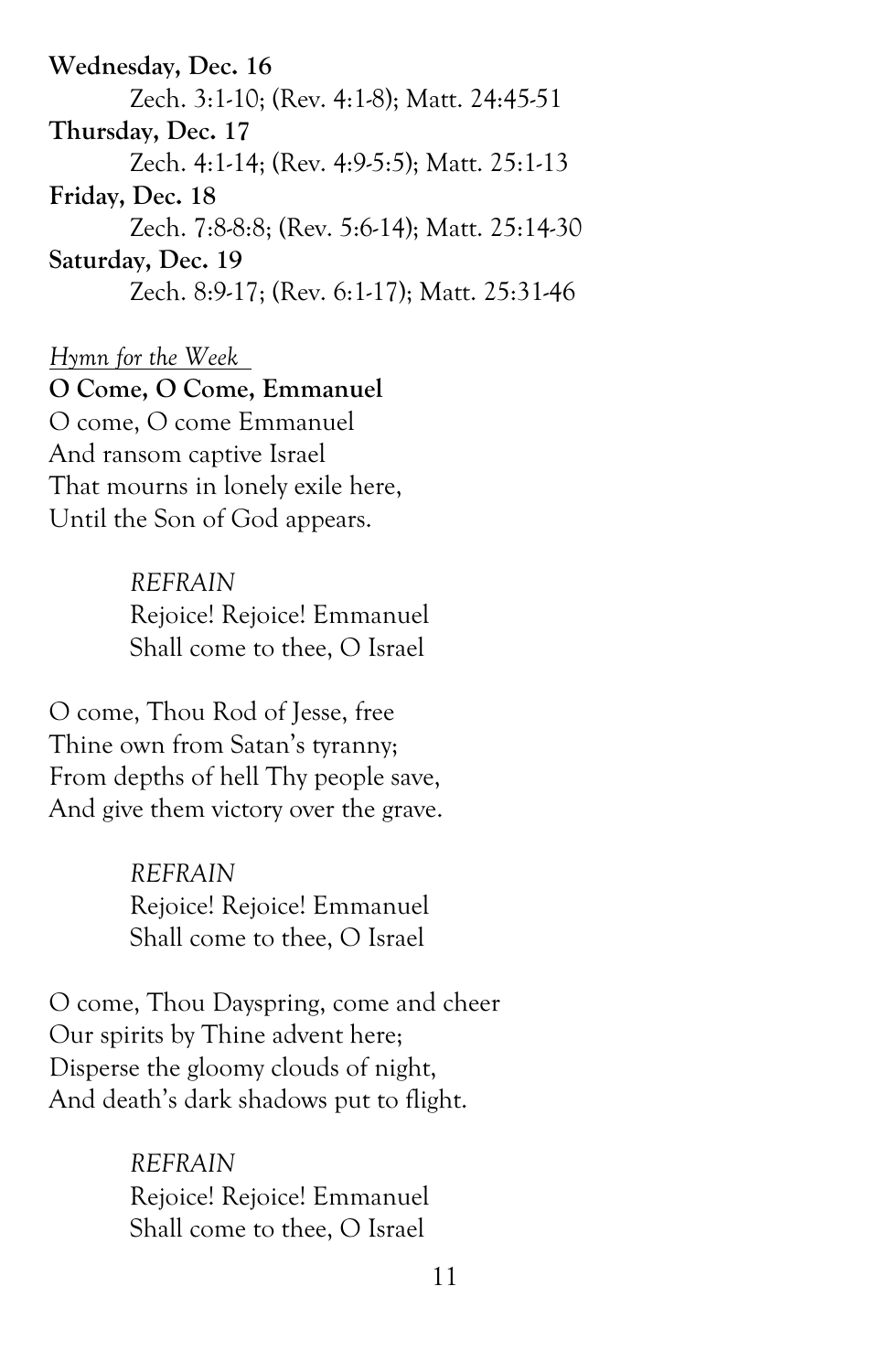**Wednesday, Dec. 16**

Zech. 3:1-10; (Rev. 4:1-8); Matt. 24:45-51

**Thursday, Dec. 17**

Zech. 4:1-14; (Rev. 4:9-5:5); Matt. 25:1-13

**Friday, Dec. 18**

Zech. 7:8-8:8; (Rev. 5:6-14); Matt. 25:14-30

**Saturday, Dec. 19**

Zech. 8:9-17; (Rev. 6:1-17); Matt. 25:31-46

*Hymn for the Week*

**O Come, O Come, Emmanuel**

O come, O come Emmanuel
And ransom captive Israel
That mourns in lonely exile here,
Until the Son of God appears.

> *REFRAIN*
> Rejoice! Rejoice! Emmanuel
> Shall come to thee, O Israel

O come, Thou Rod of Jesse, free
Thine own from Satan's tyranny;
From depths of hell Thy people save,
And give them victory over the grave.

> *REFRAIN*
> Rejoice! Rejoice! Emmanuel
> Shall come to thee, O Israel

O come, Thou Dayspring, come and cheer
Our spirits by Thine advent here;
Disperse the gloomy clouds of night,
And death's dark shadows put to flight.

> *REFRAIN*
> Rejoice! Rejoice! Emmanuel
> Shall come to thee, O Israel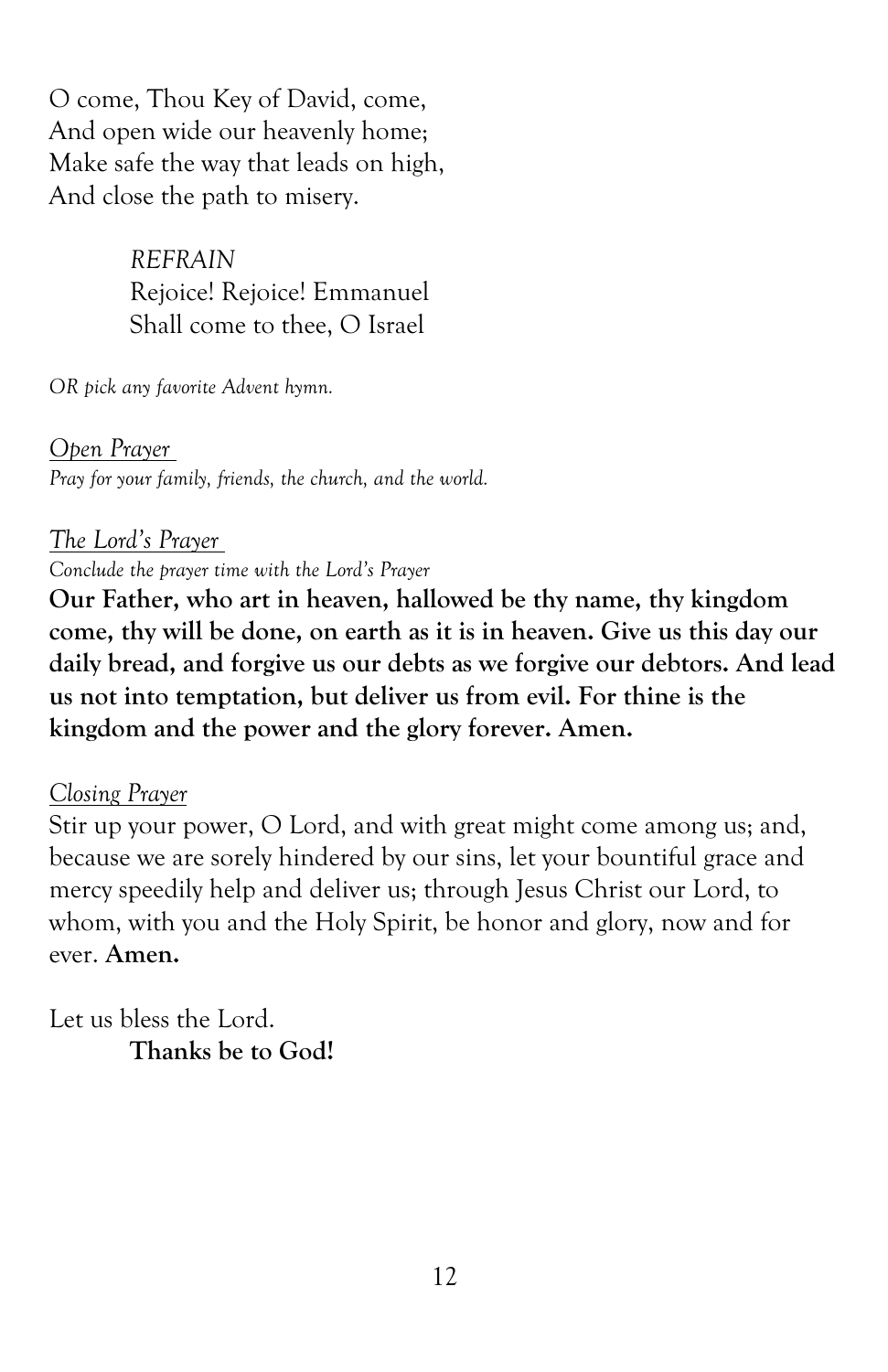O come, Thou Key of David, come,
And open wide our heavenly home;
Make safe the way that leads on high,
And close the path to misery.

> *REFRAIN*
> Rejoice! Rejoice! Emmanuel
> Shall come to thee, O Israel

*OR pick any favorite Advent hymn.*

*Open Prayer*
*Pray for your family, friends, the church, and the world.*

*The Lord's Prayer*
*Conclude the prayer time with the Lord's Prayer*
**Our Father, who art in heaven, hallowed be thy name, thy kingdom come, thy will be done, on earth as it is in heaven. Give us this day our daily bread, and forgive us our debts as we forgive our debtors. And lead us not into temptation, but deliver us from evil. For thine is the kingdom and the power and the glory forever. Amen.**

*Closing Prayer*
Stir up your power, O Lord, and with great might come among us; and, because we are sorely hindered by our sins, let your bountiful grace and mercy speedily help and deliver us; through Jesus Christ our Lord, to whom, with you and the Holy Spirit, be honor and glory, now and for ever. **Amen.**

Let us bless the Lord.
**Thanks be to God!**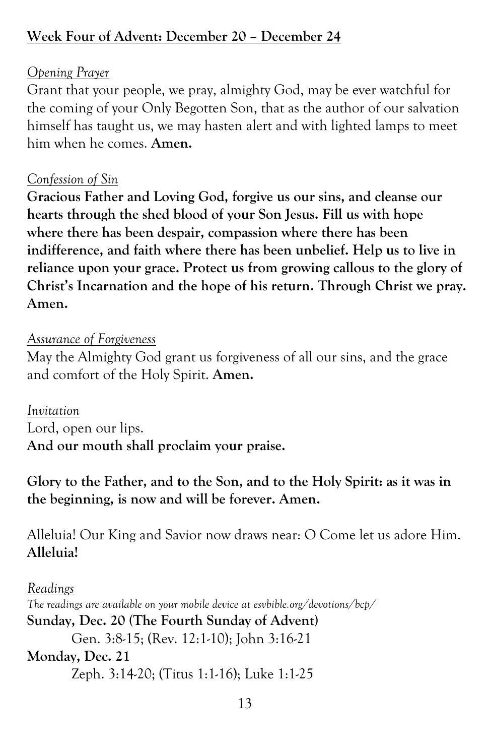## Week Four of Advent: December 20 – December 24

*Opening Prayer*

Grant that your people, we pray, almighty God, may be ever watchful for the coming of your Only Begotten Son, that as the author of our salvation himself has taught us, we may hasten alert and with lighted lamps to meet him when he comes. **Amen.**

*Confession of Sin*

**Gracious Father and Loving God, forgive us our sins, and cleanse our hearts through the shed blood of your Son Jesus. Fill us with hope where there has been despair, compassion where there has been indifference, and faith where there has been unbelief. Help us to live in reliance upon your grace. Protect us from growing callous to the glory of Christ's Incarnation and the hope of his return. Through Christ we pray. Amen.**

*Assurance of Forgiveness*

May the Almighty God grant us forgiveness of all our sins, and the grace and comfort of the Holy Spirit. **Amen.**

*Invitation*

Lord, open our lips.
**And our mouth shall proclaim your praise.**

**Glory to the Father, and to the Son, and to the Holy Spirit: as it was in the beginning, is now and will be forever. Amen.**

Alleluia! Our King and Savior now draws near: O Come let us adore Him. **Alleluia!**

*Readings*

*The readings are available on your mobile device at esvbible.org/devotions/bcp/*

**Sunday, Dec. 20 (The Fourth Sunday of Advent)**
Gen. 3:8-15; (Rev. 12:1-10); John 3:16-21

**Monday, Dec. 21**
Zeph. 3:14-20; (Titus 1:1-16); Luke 1:1-25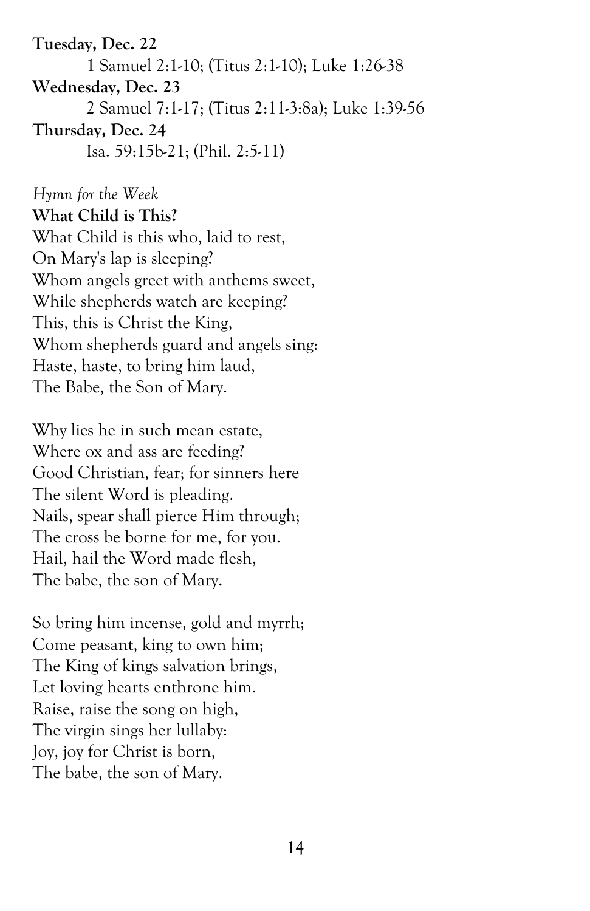**Tuesday, Dec. 22**

1 Samuel 2:1-10; (Titus 2:1-10); Luke 1:26-38

**Wednesday, Dec. 23**

2 Samuel 7:1-17; (Titus 2:11-3:8a); Luke 1:39-56

**Thursday, Dec. 24**

Isa. 59:15b-21; (Phil. 2:5-11)

*Hymn for the Week*

**What Child is This?**

What Child is this who, laid to rest,
On Mary's lap is sleeping?
Whom angels greet with anthems sweet,
While shepherds watch are keeping?
This, this is Christ the King,
Whom shepherds guard and angels sing:
Haste, haste, to bring him laud,
The Babe, the Son of Mary.

Why lies he in such mean estate,
Where ox and ass are feeding?
Good Christian, fear; for sinners here
The silent Word is pleading.
Nails, spear shall pierce Him through;
The cross be borne for me, for you.
Hail, hail the Word made flesh,
The babe, the son of Mary.

So bring him incense, gold and myrrh;
Come peasant, king to own him;
The King of kings salvation brings,
Let loving hearts enthrone him.
Raise, raise the song on high,
The virgin sings her lullaby:
Joy, joy for Christ is born,
The babe, the son of Mary.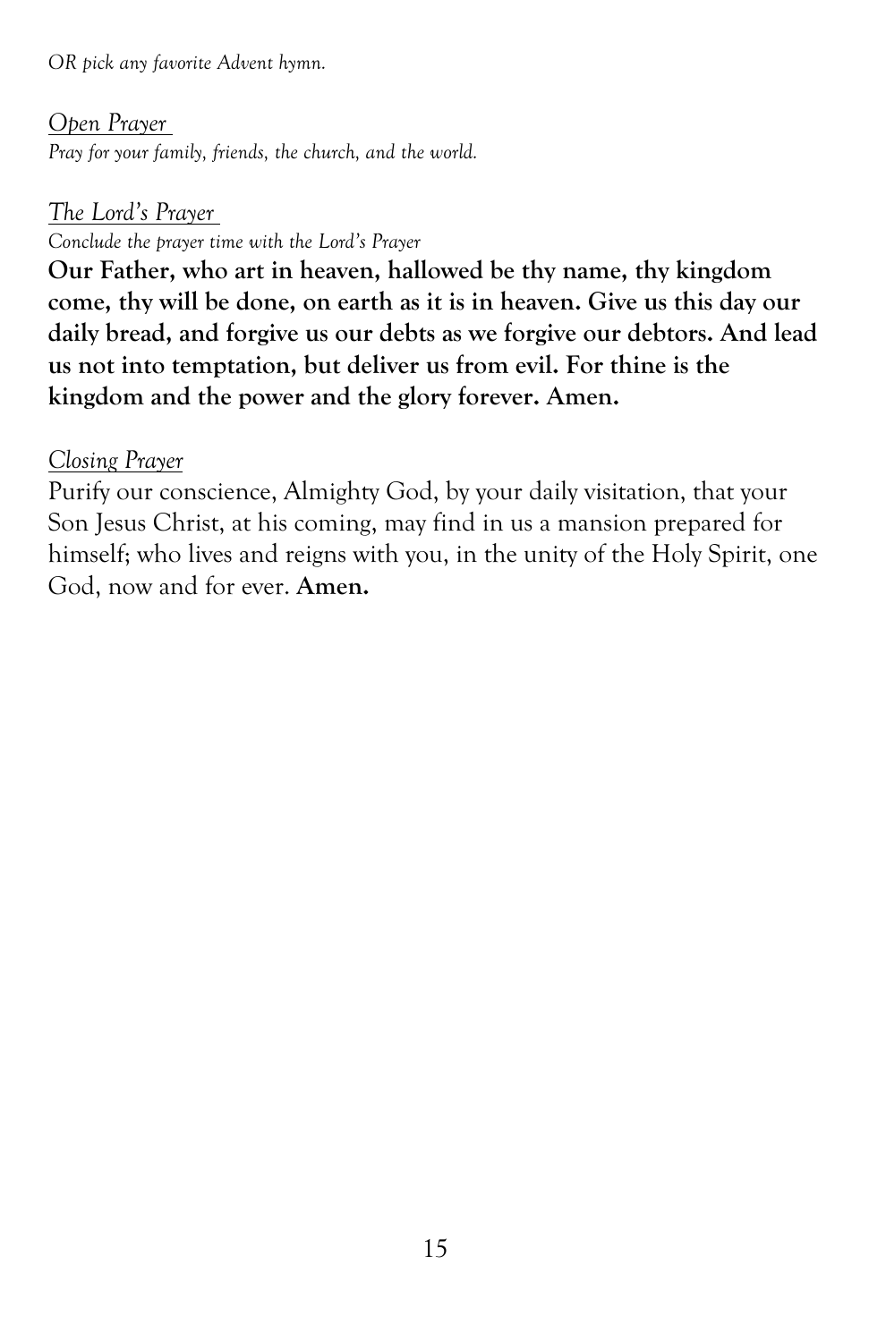*OR pick any favorite Advent hymn.*

*Open Prayer*

*Pray for your family, friends, the church, and the world.*

*The Lord's Prayer*

*Conclude the prayer time with the Lord's Prayer*

**Our Father, who art in heaven, hallowed be thy name, thy kingdom come, thy will be done, on earth as it is in heaven. Give us this day our daily bread, and forgive us our debts as we forgive our debtors. And lead us not into temptation, but deliver us from evil. For thine is the kingdom and the power and the glory forever. Amen.**

*Closing Prayer*

Purify our conscience, Almighty God, by your daily visitation, that your Son Jesus Christ, at his coming, may find in us a mansion prepared for himself; who lives and reigns with you, in the unity of the Holy Spirit, one God, now and for ever. **Amen.**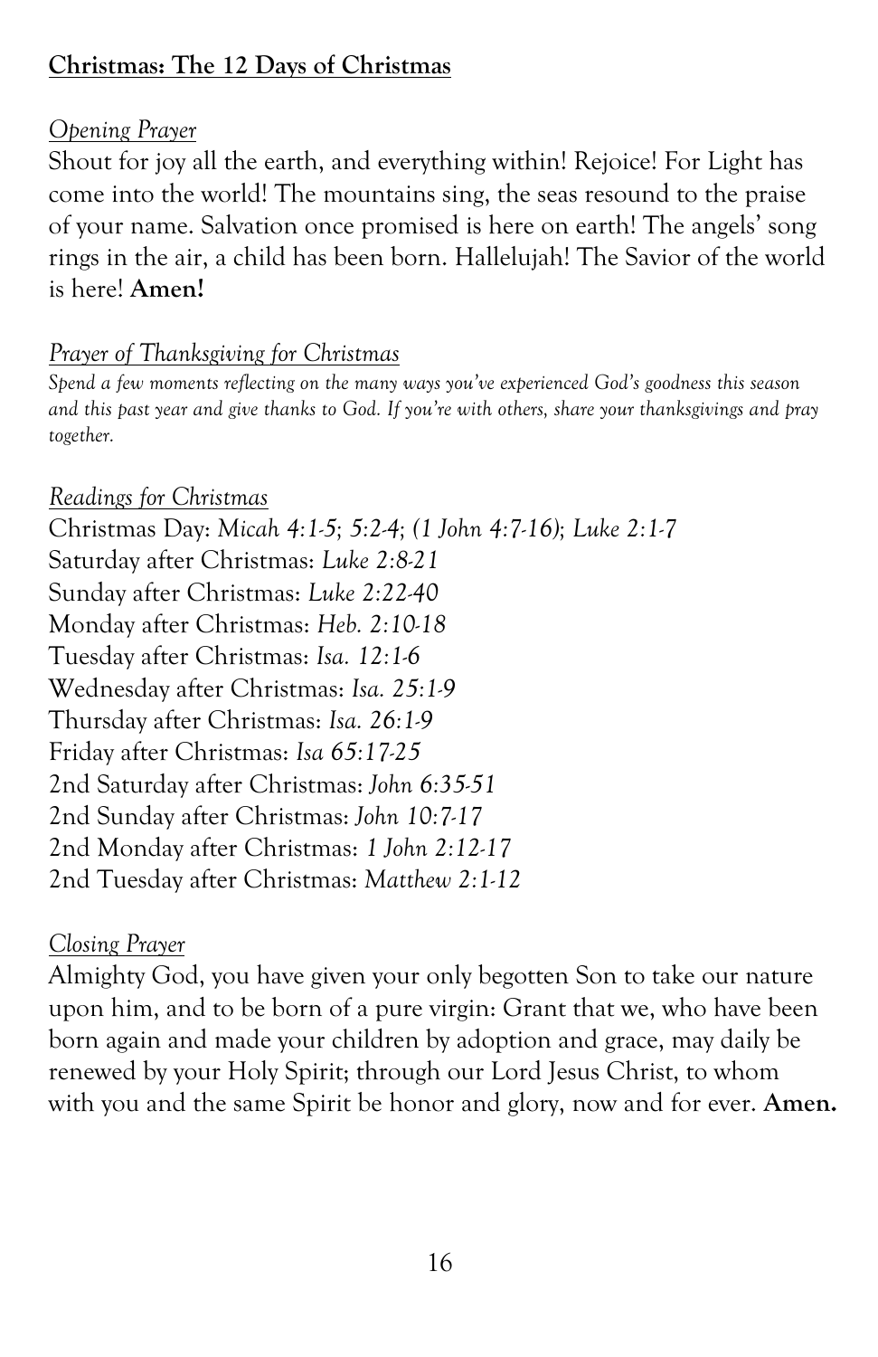## **Christmas: The 12 Days of Christmas**

*Opening Prayer*

Shout for joy all the earth, and everything within! Rejoice! For Light has come into the world! The mountains sing, the seas resound to the praise of your name. Salvation once promised is here on earth! The angels' song rings in the air, a child has been born. Hallelujah! The Savior of the world is here! **Amen!**

*Prayer of Thanksgiving for Christmas*

*Spend a few moments reflecting on the many ways you've experienced God's goodness this season and this past year and give thanks to God. If you're with others, share your thanksgivings and pray together.*

*Readings for Christmas*

Christmas Day: *Micah 4:1-5; 5:2-4; (1 John 4:7-16); Luke 2:1-7*
Saturday after Christmas: *Luke 2:8-21*
Sunday after Christmas: *Luke 2:22-40*
Monday after Christmas: *Heb. 2:10-18*
Tuesday after Christmas: *Isa. 12:1-6*
Wednesday after Christmas: *Isa. 25:1-9*
Thursday after Christmas: *Isa. 26:1-9*
Friday after Christmas: *Isa 65:17-25*
2nd Saturday after Christmas: *John 6:35-51*
2nd Sunday after Christmas: *John 10:7-17*
2nd Monday after Christmas: *1 John 2:12-17*
2nd Tuesday after Christmas: *Matthew 2:1-12*

*Closing Prayer*

Almighty God, you have given your only begotten Son to take our nature upon him, and to be born of a pure virgin: Grant that we, who have been born again and made your children by adoption and grace, may daily be renewed by your Holy Spirit; through our Lord Jesus Christ, to whom with you and the same Spirit be honor and glory, now and for ever. **Amen.**